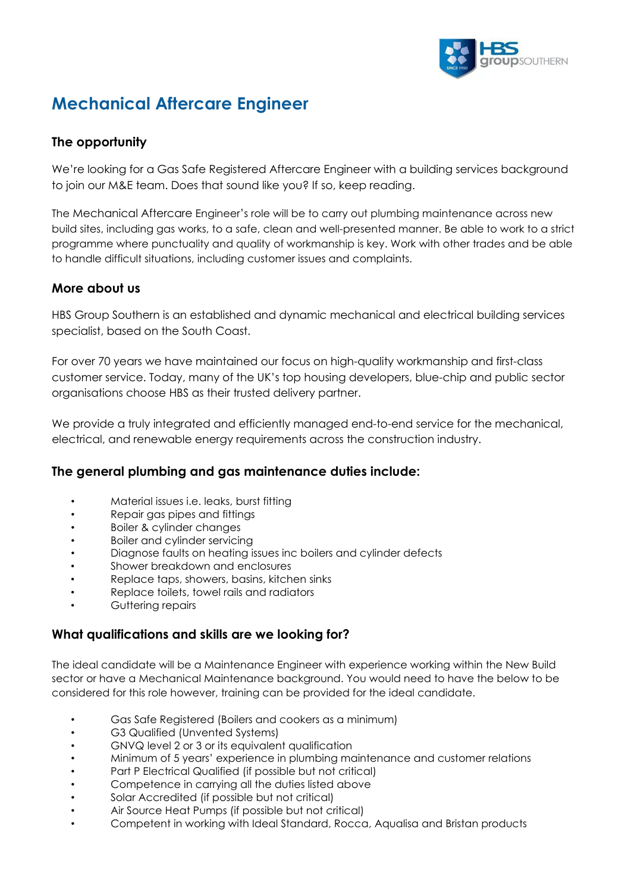# Mechanical Aftercare Engineer

## The opportunity

We're looking for a Gas Safe Registered Aftercare Engineer with a building services background to join our M&E team. Does that sound like you? If so, keep reading.

The Mechanical Aftercare Engineer's role will be to carry out plumbing maintenance across new build sites, including gas works, to a safe, clean and well-presented manner. Be able to work to a strict programme where punctuality and quality of workmanship is key. Work with other trades and be able to handle difficult situations, including customer issues and complaints.

## More about us

HBS Group Southern is an established and dynamic mechanical and electrical building services specialist, based on the South Coast.

For over 70 years we have maintained our focus on high-quality workmanship and first-class customer service. Today, many of the UK's top housing developers, blue-chip and public sector organisations choose HBS as their trusted delivery partner.

We provide a truly integrated and efficiently managed end-to-end service for the mechanical, electrical, and renewable energy requirements across the construction industry.

## The general plumbing and gas maintenance duties include:

- Material issues i.e. leaks, burst fitting
- Repair gas pipes and fittings
- Boiler & cylinder changes
- Boiler and cylinder servicing
- Diagnose faults on heating issues inc boilers and cylinder defects
- Shower breakdown and enclosures
- Replace taps, showers, basins, kitchen sinks
- Replace toilets, towel rails and radiators
- Guttering repairs

## What qualifications and skills are we looking for?

The ideal candidate will be a Maintenance Engineer with experience working within the New Build sector or have a Mechanical Maintenance background. You would need to have the below to be considered for this role however, training can be provided for the ideal candidate.

- Gas Safe Registered (Boilers and cookers as a minimum)
- G3 Qualified (Unvented Systems)
- GNVQ level 2 or 3 or its equivalent qualification
- Minimum of 5 years' experience in plumbing maintenance and customer relations
- Part P Electrical Qualified (if possible but not critical)
- Competence in carrying all the duties listed above
- Solar Accredited (if possible but not critical)
- Air Source Heat Pumps (if possible but not critical)
- Competent in working with Ideal Standard, Rocca, Aqualisa and Bristan products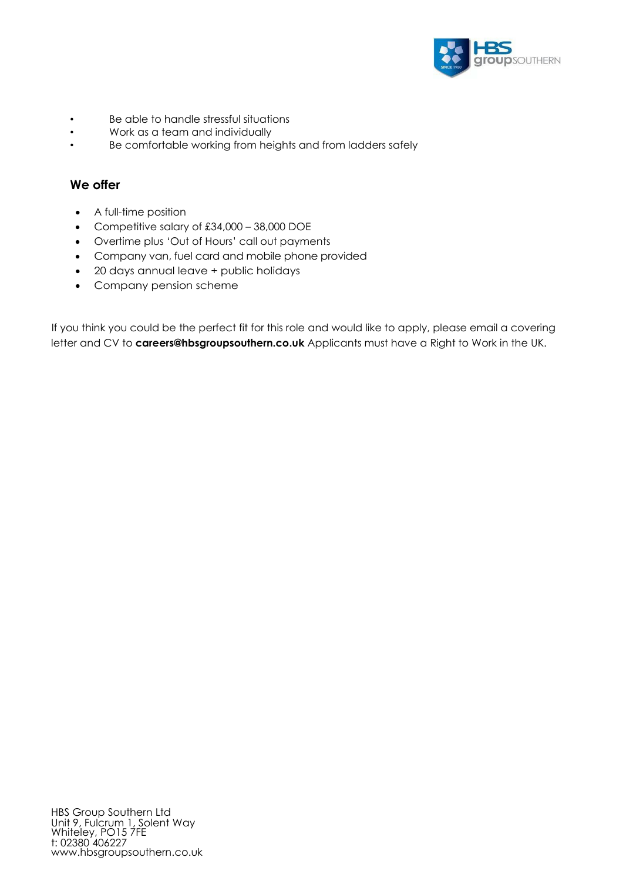- Be able to handle stressful situations
- Work as a team and individually
- Be comfortable working from heights and from ladders safely

## We offer

- A full-time position
- Competitive salary of £34,000 – 38,000 DOE
- Overtime plus 'Out of Hours' call out payments
- Company van, fuel card and mobile phone provided
- 20 days annual leave + public holidays
- Company pension scheme

If you think you could be the perfect fit for this role and would like to apply, please email a covering letter and CV to **careers@hbsgroupsouthern.co.uk** Applicants must have a Right to Work in the UK.

HBS Group Southern Ltd
Unit 9, Fulcrum 1, Solent Way
Whiteley, PO15 7FE
t: 02380 406227
www.hbsgroupsouthern.co.uk